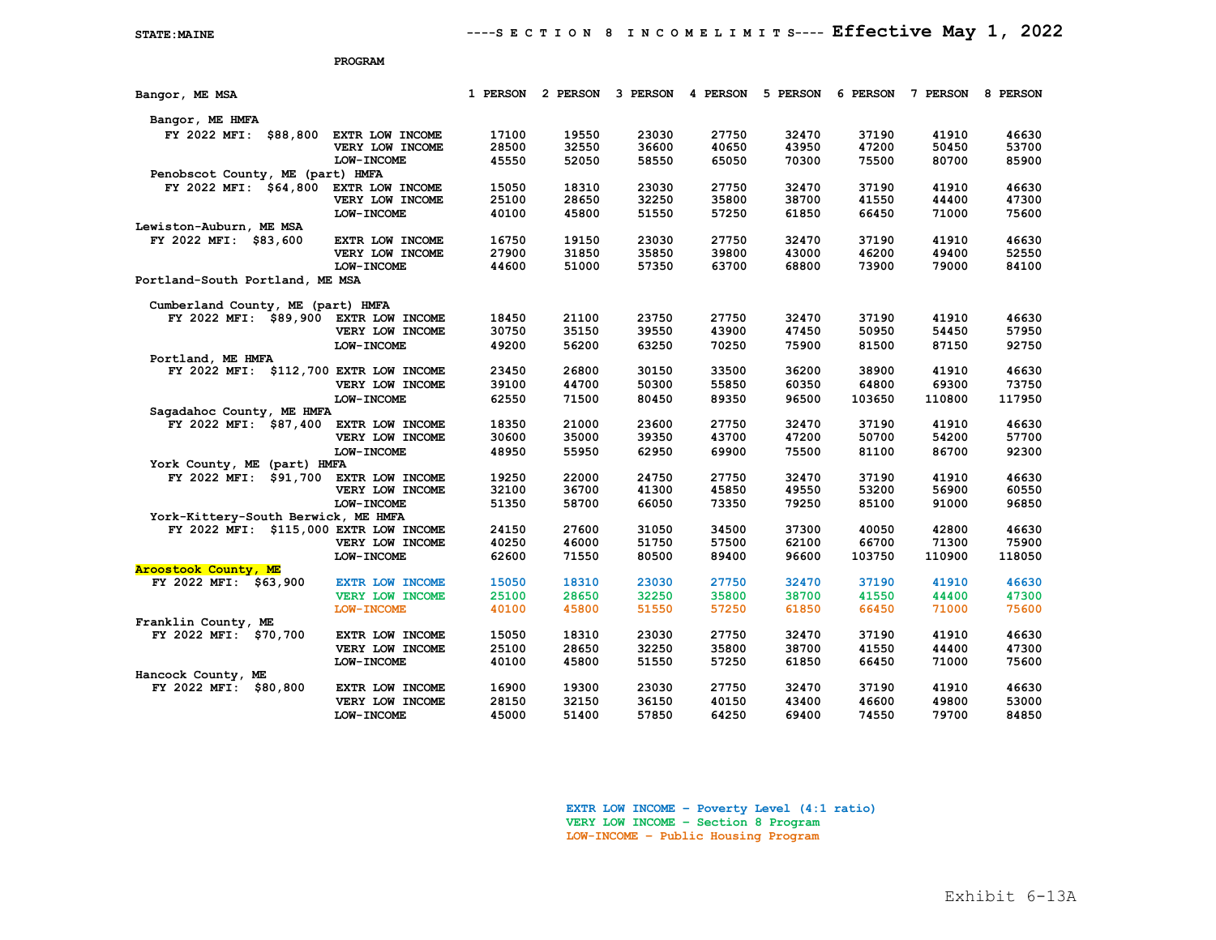**STATE: MAINE** ----S E C T I O N 8 I N C O M E L I M I T S---- **Effective May 1, 2022**

| | PROGRAM | 1 PERSON | 2 PERSON | 3 PERSON | 4 PERSON | 5 PERSON | 6 PERSON | 7 PERSON | 8 PERSON |
|---|---|---|---|---|---|---|---|---|---|
| **Bangor, ME MSA** | | | | | | | | | |
| Bangor, ME HMFA | | | | | | | | | |
| FY 2022 MFI: $88,800 | EXTR LOW INCOME | 17100 | 19550 | 23030 | 27750 | 32470 | 37190 | 41910 | 46630 |
| | VERY LOW INCOME | 28500 | 32550 | 36600 | 40650 | 43950 | 47200 | 50450 | 53700 |
| | LOW-INCOME | 45550 | 52050 | 58550 | 65050 | 70300 | 75500 | 80700 | 85900 |
| Penobscot County, ME (part) HMFA | | | | | | | | | |
| FY 2022 MFI: $64,800 | EXTR LOW INCOME | 15050 | 18310 | 23030 | 27750 | 32470 | 37190 | 41910 | 46630 |
| | VERY LOW INCOME | 25100 | 28650 | 32250 | 35800 | 38700 | 41550 | 44400 | 47300 |
| | LOW-INCOME | 40100 | 45800 | 51550 | 57250 | 61850 | 66450 | 71000 | 75600 |
| **Lewiston-Auburn, ME MSA** | | | | | | | | | |
| FY 2022 MFI: $83,600 | EXTR LOW INCOME | 16750 | 19150 | 23030 | 27750 | 32470 | 37190 | 41910 | 46630 |
| | VERY LOW INCOME | 27900 | 31850 | 35850 | 39800 | 43000 | 46200 | 49400 | 52550 |
| | LOW-INCOME | 44600 | 51000 | 57350 | 63700 | 68800 | 73900 | 79000 | 84100 |
| **Portland-South Portland, ME MSA** | | | | | | | | | |
| Cumberland County, ME (part) HMFA | | | | | | | | | |
| FY 2022 MFI: $89,900 | EXTR LOW INCOME | 18450 | 21100 | 23750 | 27750 | 32470 | 37190 | 41910 | 46630 |
| | VERY LOW INCOME | 30750 | 35150 | 39550 | 43900 | 47450 | 50950 | 54450 | 57950 |
| | LOW-INCOME | 49200 | 56200 | 63250 | 70250 | 75900 | 81500 | 87150 | 92750 |
| Portland, ME HMFA | | | | | | | | | |
| FY 2022 MFI: $112,700 | EXTR LOW INCOME | 23450 | 26800 | 30150 | 33500 | 36200 | 38900 | 41910 | 46630 |
| | VERY LOW INCOME | 39100 | 44700 | 50300 | 55850 | 60350 | 64800 | 69300 | 73750 |
| | LOW-INCOME | 62550 | 71500 | 80450 | 89350 | 96500 | 103650 | 110800 | 117950 |
| Sagadahoc County, ME HMFA | | | | | | | | | |
| FY 2022 MFI: $87,400 | EXTR LOW INCOME | 18350 | 21000 | 23600 | 27750 | 32470 | 37190 | 41910 | 46630 |
| | VERY LOW INCOME | 30600 | 35000 | 39350 | 43700 | 47200 | 50700 | 54200 | 57700 |
| | LOW-INCOME | 48950 | 55950 | 62950 | 69900 | 75500 | 81100 | 86700 | 92300 |
| York County, ME (part) HMFA | | | | | | | | | |
| FY 2022 MFI: $91,700 | EXTR LOW INCOME | 19250 | 22000 | 24750 | 27750 | 32470 | 37190 | 41910 | 46630 |
| | VERY LOW INCOME | 32100 | 36700 | 41300 | 45850 | 49550 | 53200 | 56900 | 60550 |
| | LOW-INCOME | 51350 | 58700 | 66050 | 73350 | 79250 | 85100 | 91000 | 96850 |
| York-Kittery-South Berwick, ME HMFA | | | | | | | | | |
| FY 2022 MFI: $115,000 | EXTR LOW INCOME | 24150 | 27600 | 31050 | 34500 | 37300 | 40050 | 42800 | 46630 |
| | VERY LOW INCOME | 40250 | 46000 | 51750 | 57500 | 62100 | 66700 | 71300 | 75900 |
| | LOW-INCOME | 62600 | 71550 | 80500 | 89400 | 96600 | 103750 | 110900 | 118050 |
| **Aroostook County, ME** | | | | | | | | | |
| FY 2022 MFI: $63,900 | EXTR LOW INCOME | 15050 | 18310 | 23030 | 27750 | 32470 | 37190 | 41910 | 46630 |
| | VERY LOW INCOME | 25100 | 28650 | 32250 | 35800 | 38700 | 41550 | 44400 | 47300 |
| | LOW-INCOME | 40100 | 45800 | 51550 | 57250 | 61850 | 66450 | 71000 | 75600 |
| **Franklin County, ME** | | | | | | | | | |
| FY 2022 MFI: $70,700 | EXTR LOW INCOME | 15050 | 18310 | 23030 | 27750 | 32470 | 37190 | 41910 | 46630 |
| | VERY LOW INCOME | 25100 | 28650 | 32250 | 35800 | 38700 | 41550 | 44400 | 47300 |
| | LOW-INCOME | 40100 | 45800 | 51550 | 57250 | 61850 | 66450 | 71000 | 75600 |
| **Hancock County, ME** | | | | | | | | | |
| FY 2022 MFI: $80,800 | EXTR LOW INCOME | 16900 | 19300 | 23030 | 27750 | 32470 | 37190 | 41910 | 46630 |
| | VERY LOW INCOME | 28150 | 32150 | 36150 | 40150 | 43400 | 46600 | 49800 | 53000 |
| | LOW-INCOME | 45000 | 51400 | 57850 | 64250 | 69400 | 74550 | 79700 | 84850 |

EXTR LOW INCOME – Poverty Level (4:1 ratio)
VERY LOW INCOME – Section 8 Program
LOW-INCOME – Public Housing Program

Exhibit 6-13A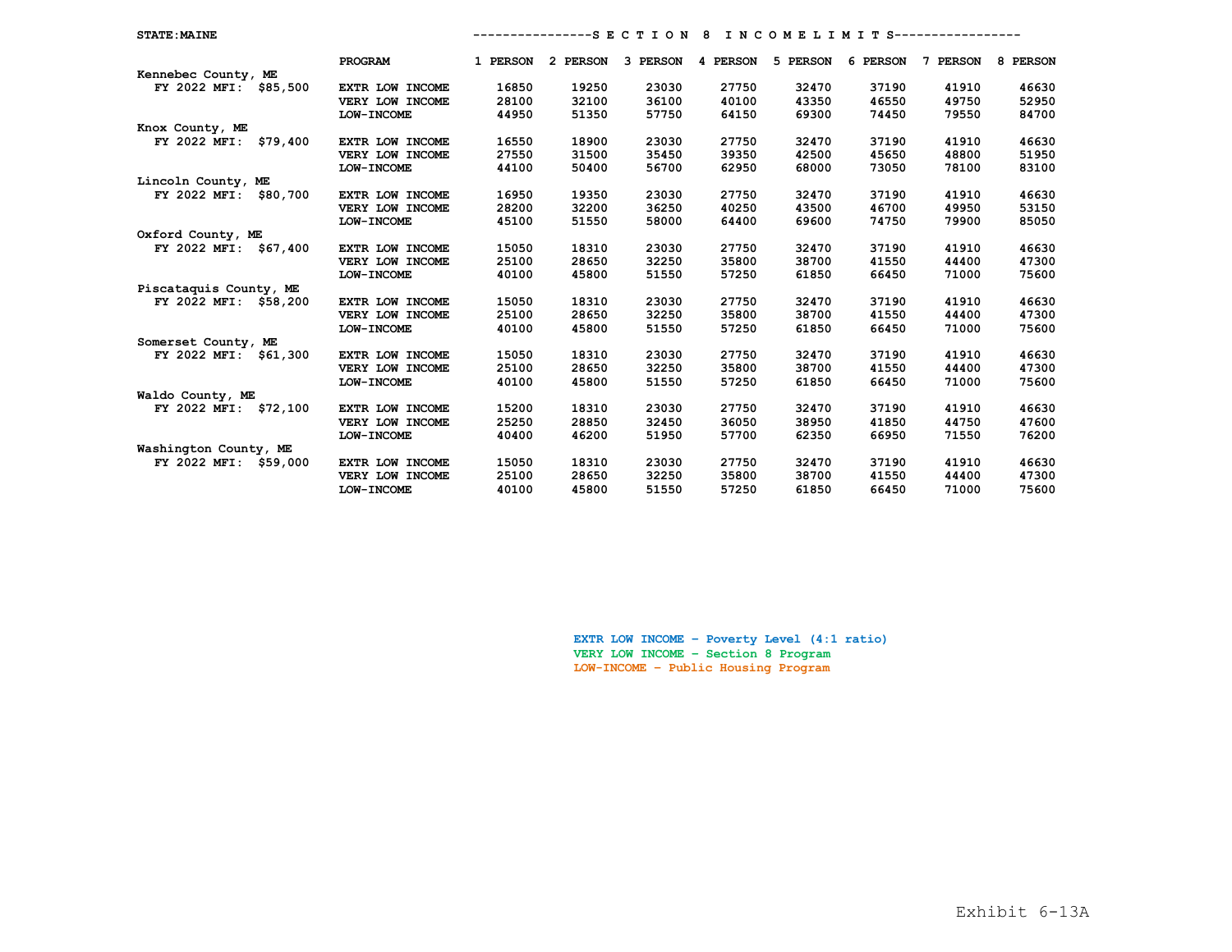STATE:MAINE

----------------S E C T I O N 8 I N C O M E L I M I T S-----------------

| | PROGRAM | 1 PERSON | 2 PERSON | 3 PERSON | 4 PERSON | 5 PERSON | 6 PERSON | 7 PERSON | 8 PERSON |
|---|---|---|---|---|---|---|---|---|---|
| **Kennebec County, ME** | | | | | | | | | |
| FY 2022 MFI: $85,500 | EXTR LOW INCOME | 16850 | 19250 | 23030 | 27750 | 32470 | 37190 | 41910 | 46630 |
| | VERY LOW INCOME | 28100 | 32100 | 36100 | 40100 | 43350 | 46550 | 49750 | 52950 |
| | LOW-INCOME | 44950 | 51350 | 57750 | 64150 | 69300 | 74450 | 79550 | 84700 |
| **Knox County, ME** | | | | | | | | | |
| FY 2022 MFI: $79,400 | EXTR LOW INCOME | 16550 | 18900 | 23030 | 27750 | 32470 | 37190 | 41910 | 46630 |
| | VERY LOW INCOME | 27550 | 31500 | 35450 | 39350 | 42500 | 45650 | 48800 | 51950 |
| | LOW-INCOME | 44100 | 50400 | 56700 | 62950 | 68000 | 73050 | 78100 | 83100 |
| **Lincoln County, ME** | | | | | | | | | |
| FY 2022 MFI: $80,700 | EXTR LOW INCOME | 16950 | 19350 | 23030 | 27750 | 32470 | 37190 | 41910 | 46630 |
| | VERY LOW INCOME | 28200 | 32200 | 36250 | 40250 | 43500 | 46700 | 49950 | 53150 |
| | LOW-INCOME | 45100 | 51550 | 58000 | 64400 | 69600 | 74750 | 79900 | 85050 |
| **Oxford County, ME** | | | | | | | | | |
| FY 2022 MFI: $67,400 | EXTR LOW INCOME | 15050 | 18310 | 23030 | 27750 | 32470 | 37190 | 41910 | 46630 |
| | VERY LOW INCOME | 25100 | 28650 | 32250 | 35800 | 38700 | 41550 | 44400 | 47300 |
| | LOW-INCOME | 40100 | 45800 | 51550 | 57250 | 61850 | 66450 | 71000 | 75600 |
| **Piscataquis County, ME** | | | | | | | | | |
| FY 2022 MFI: $58,200 | EXTR LOW INCOME | 15050 | 18310 | 23030 | 27750 | 32470 | 37190 | 41910 | 46630 |
| | VERY LOW INCOME | 25100 | 28650 | 32250 | 35800 | 38700 | 41550 | 44400 | 47300 |
| | LOW-INCOME | 40100 | 45800 | 51550 | 57250 | 61850 | 66450 | 71000 | 75600 |
| **Somerset County, ME** | | | | | | | | | |
| FY 2022 MFI: $61,300 | EXTR LOW INCOME | 15050 | 18310 | 23030 | 27750 | 32470 | 37190 | 41910 | 46630 |
| | VERY LOW INCOME | 25100 | 28650 | 32250 | 35800 | 38700 | 41550 | 44400 | 47300 |
| | LOW-INCOME | 40100 | 45800 | 51550 | 57250 | 61850 | 66450 | 71000 | 75600 |
| **Waldo County, ME** | | | | | | | | | |
| FY 2022 MFI: $72,100 | EXTR LOW INCOME | 15200 | 18310 | 23030 | 27750 | 32470 | 37190 | 41910 | 46630 |
| | VERY LOW INCOME | 25250 | 28850 | 32450 | 36050 | 38950 | 41850 | 44750 | 47600 |
| | LOW-INCOME | 40400 | 46200 | 51950 | 57700 | 62350 | 66950 | 71550 | 76200 |
| **Washington County, ME** | | | | | | | | | |
| FY 2022 MFI: $59,000 | EXTR LOW INCOME | 15050 | 18310 | 23030 | 27750 | 32470 | 37190 | 41910 | 46630 |
| | VERY LOW INCOME | 25100 | 28650 | 32250 | 35800 | 38700 | 41550 | 44400 | 47300 |
| | LOW-INCOME | 40100 | 45800 | 51550 | 57250 | 61850 | 66450 | 71000 | 75600 |

EXTR LOW INCOME - Poverty Level (4:1 ratio)
VERY LOW INCOME - Section 8 Program
LOW-INCOME - Public Housing Program

Exhibit 6-13A